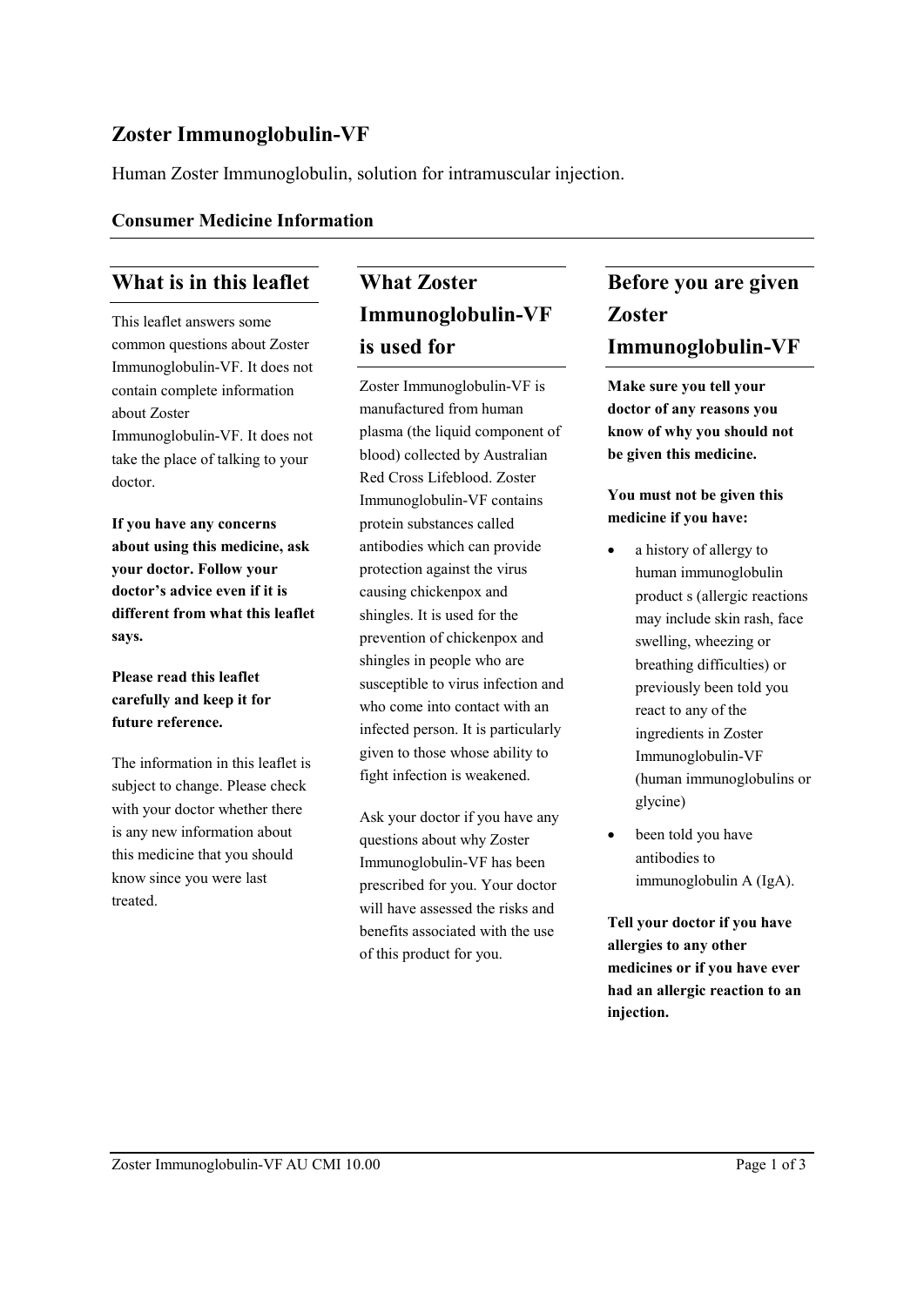# Zoster Immunoglobulin-VF

Human Zoster Immunoglobulin, solution for intramuscular injection.

**Consumer Medicine Information**

## What is in this leaflet

This leaflet answers some common questions about Zoster Immunoglobulin-VF. It does not contain complete information about Zoster Immunoglobulin-VF. It does not take the place of talking to your doctor.

**If you have any concerns about using this medicine, ask your doctor. Follow your doctor's advice even if it is different from what this leaflet says.**

**Please read this leaflet carefully and keep it for future reference.**

The information in this leaflet is subject to change. Please check with your doctor whether there is any new information about this medicine that you should know since you were last treated.

## What Zoster Immunoglobulin-VF is used for

Zoster Immunoglobulin-VF is manufactured from human plasma (the liquid component of blood) collected by Australian Red Cross Lifeblood. Zoster Immunoglobulin-VF contains protein substances called antibodies which can provide protection against the virus causing chickenpox and shingles. It is used for the prevention of chickenpox and shingles in people who are susceptible to virus infection and who come into contact with an infected person. It is particularly given to those whose ability to fight infection is weakened.

Ask your doctor if you have any questions about why Zoster Immunoglobulin-VF has been prescribed for you. Your doctor will have assessed the risks and benefits associated with the use of this product for you.

## Before you are given Zoster Immunoglobulin-VF

**Make sure you tell your doctor of any reasons you know of why you should not be given this medicine.**

**You must not be given this medicine if you have:**

- a history of allergy to human immunoglobulin product s (allergic reactions may include skin rash, face swelling, wheezing or breathing difficulties) or previously been told you react to any of the ingredients in Zoster Immunoglobulin-VF (human immunoglobulins or glycine)
- been told you have antibodies to immunoglobulin A (IgA).

**Tell your doctor if you have allergies to any other medicines or if you have ever had an allergic reaction to an injection.**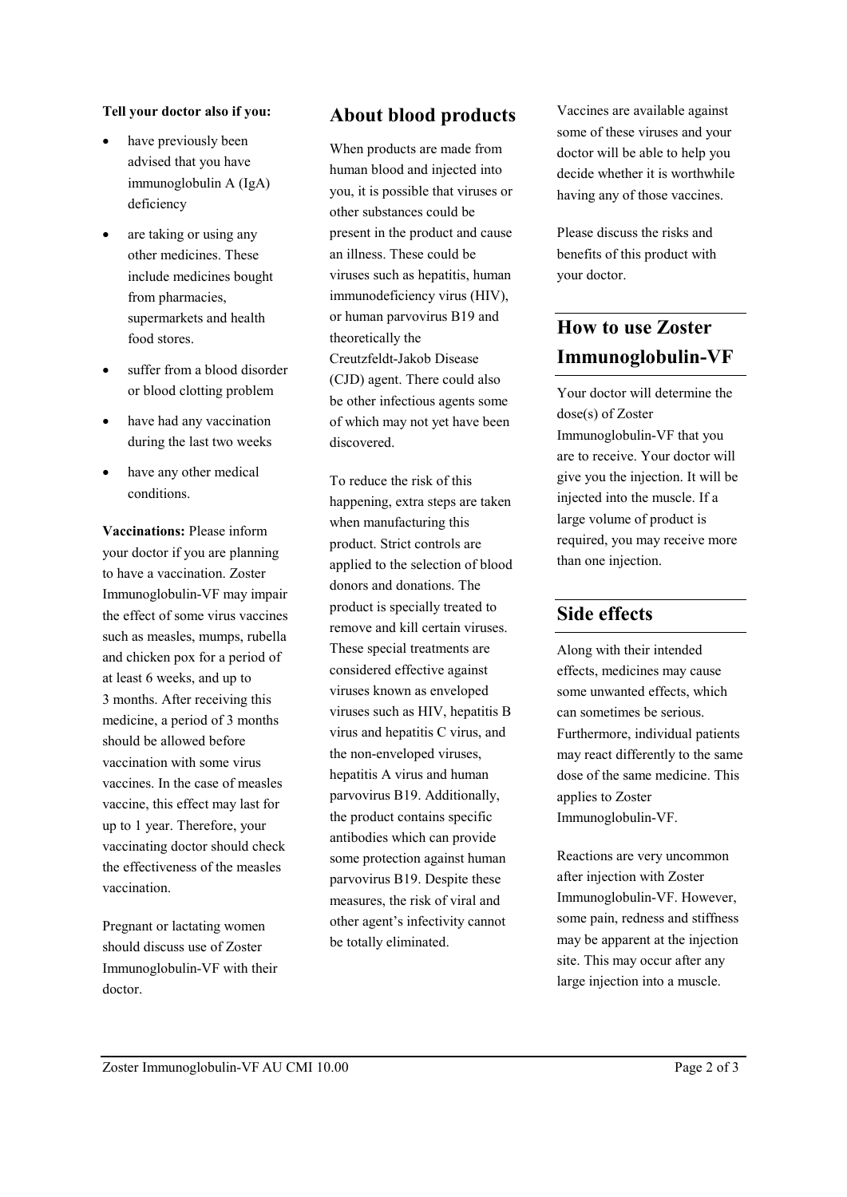**Tell your doctor also if you:**

- have previously been advised that you have immunoglobulin A (IgA) deficiency
- are taking or using any other medicines. These include medicines bought from pharmacies, supermarkets and health food stores.
- suffer from a blood disorder or blood clotting problem
- have had any vaccination during the last two weeks
- have any other medical conditions.

**Vaccinations:** Please inform your doctor if you are planning to have a vaccination. Zoster Immunoglobulin-VF may impair the effect of some virus vaccines such as measles, mumps, rubella and chicken pox for a period of at least 6 weeks, and up to 3 months. After receiving this medicine, a period of 3 months should be allowed before vaccination with some virus vaccines. In the case of measles vaccine, this effect may last for up to 1 year. Therefore, your vaccinating doctor should check the effectiveness of the measles vaccination.

Pregnant or lactating women should discuss use of Zoster Immunoglobulin-VF with their doctor.

## About blood products

When products are made from human blood and injected into you, it is possible that viruses or other substances could be present in the product and cause an illness. These could be viruses such as hepatitis, human immunodeficiency virus (HIV), or human parvovirus B19 and theoretically the Creutzfeldt-Jakob Disease (CJD) agent. There could also be other infectious agents some of which may not yet have been discovered.

To reduce the risk of this happening, extra steps are taken when manufacturing this product. Strict controls are applied to the selection of blood donors and donations. The product is specially treated to remove and kill certain viruses. These special treatments are considered effective against viruses known as enveloped viruses such as HIV, hepatitis B virus and hepatitis C virus, and the non-enveloped viruses, hepatitis A virus and human parvovirus B19. Additionally, the product contains specific antibodies which can provide some protection against human parvovirus B19. Despite these measures, the risk of viral and other agent's infectivity cannot be totally eliminated.

Vaccines are available against some of these viruses and your doctor will be able to help you decide whether it is worthwhile having any of those vaccines.

Please discuss the risks and benefits of this product with your doctor.

## How to use Zoster Immunoglobulin-VF

Your doctor will determine the dose(s) of Zoster Immunoglobulin-VF that you are to receive. Your doctor will give you the injection. It will be injected into the muscle. If a large volume of product is required, you may receive more than one injection.

## Side effects

Along with their intended effects, medicines may cause some unwanted effects, which can sometimes be serious. Furthermore, individual patients may react differently to the same dose of the same medicine. This applies to Zoster Immunoglobulin-VF.

Reactions are very uncommon after injection with Zoster Immunoglobulin-VF. However, some pain, redness and stiffness may be apparent at the injection site. This may occur after any large injection into a muscle.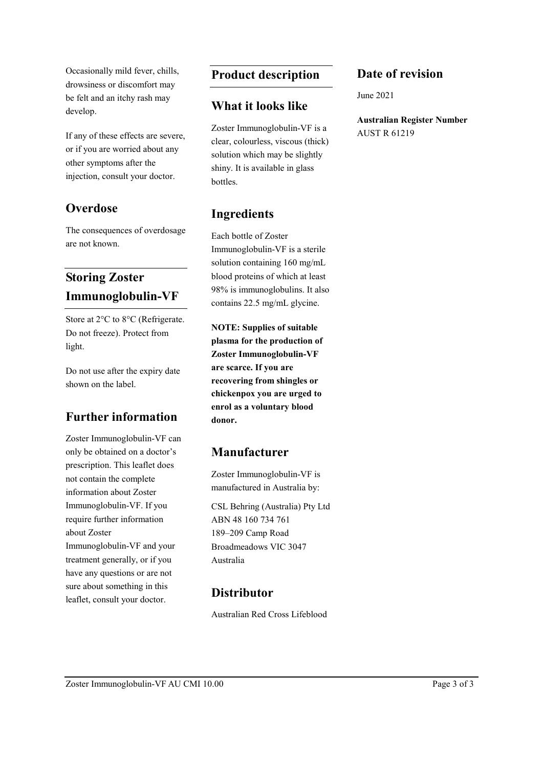Occasionally mild fever, chills, drowsiness or discomfort may be felt and an itchy rash may develop.

If any of these effects are severe, or if you are worried about any other symptoms after the injection, consult your doctor.

## Overdose

The consequences of overdosage are not known.

# Storing Zoster Immunoglobulin-VF

Store at 2°C to 8°C (Refrigerate. Do not freeze). Protect from light.

Do not use after the expiry date shown on the label.

## Further information

Zoster Immunoglobulin-VF can only be obtained on a doctor's prescription. This leaflet does not contain the complete information about Zoster Immunoglobulin-VF. If you require further information about Zoster Immunoglobulin-VF and your treatment generally, or if you have any questions or are not sure about something in this leaflet, consult your doctor.

# Product description

## What it looks like

Zoster Immunoglobulin-VF is a clear, colourless, viscous (thick) solution which may be slightly shiny. It is available in glass bottles.

## Ingredients

Each bottle of Zoster Immunoglobulin-VF is a sterile solution containing 160 mg/mL blood proteins of which at least 98% is immunoglobulins. It also contains 22.5 mg/mL glycine.

**NOTE: Supplies of suitable plasma for the production of Zoster Immunoglobulin-VF are scarce. If you are recovering from shingles or chickenpox you are urged to enrol as a voluntary blood donor.**

## Manufacturer

Zoster Immunoglobulin-VF is manufactured in Australia by:

CSL Behring (Australia) Pty Ltd
ABN 48 160 734 761
189–209 Camp Road
Broadmeadows VIC 3047
Australia

## Distributor

Australian Red Cross Lifeblood

## Date of revision

June 2021

**Australian Register Number**
AUST R 61219